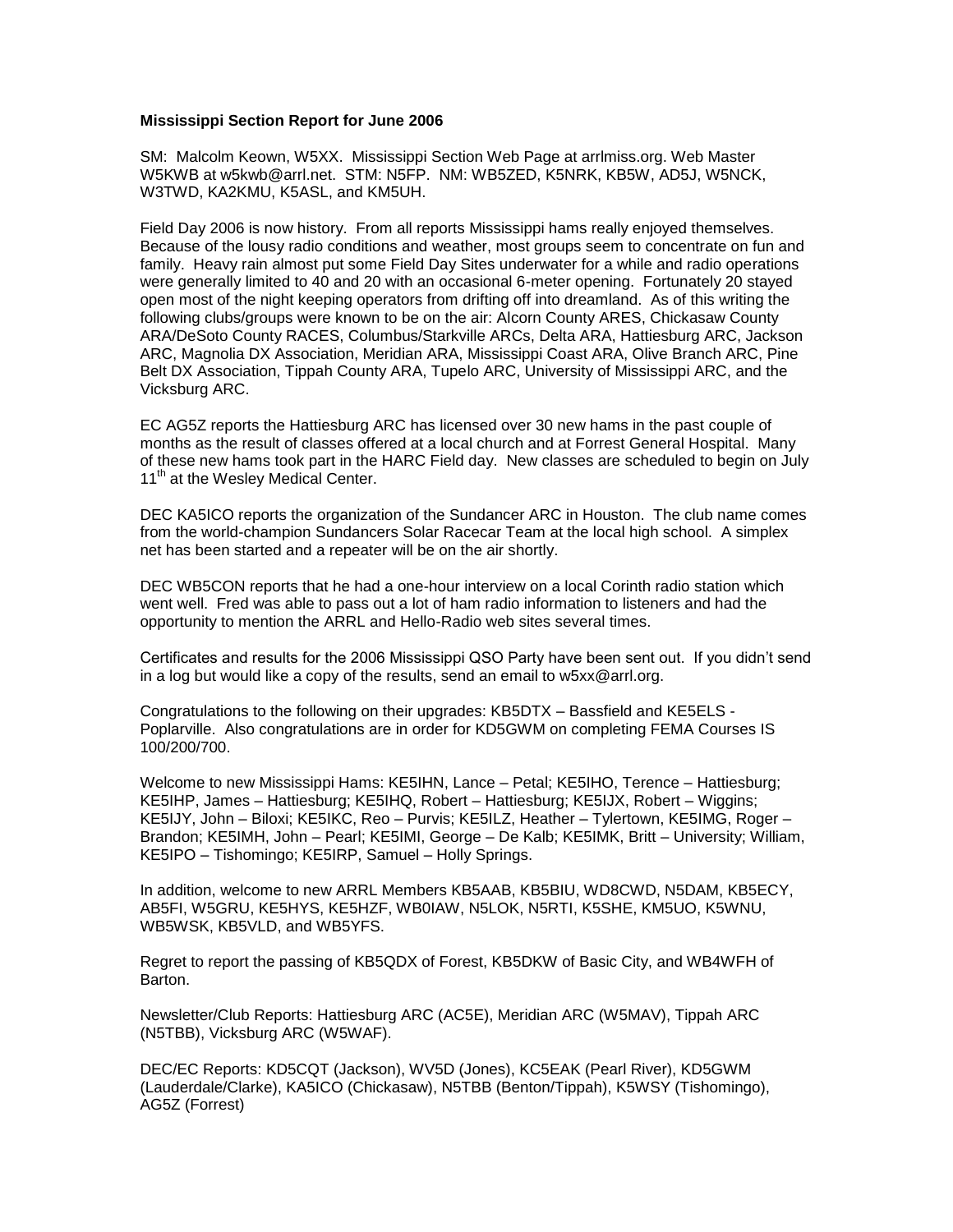**Mississippi Section Report for June 2006**

SM: Malcolm Keown, W5XX. Mississippi Section Web Page at arrlmiss.org. Web Master W5KWB at w5kwb@arrl.net. STM: N5FP. NM: WB5ZED, K5NRK, KB5W, AD5J, W5NCK, W3TWD, KA2KMU, K5ASL, and KM5UH.

Field Day 2006 is now history. From all reports Mississippi hams really enjoyed themselves. Because of the lousy radio conditions and weather, most groups seem to concentrate on fun and family. Heavy rain almost put some Field Day Sites underwater for a while and radio operations were generally limited to 40 and 20 with an occasional 6-meter opening. Fortunately 20 stayed open most of the night keeping operators from drifting off into dreamland. As of this writing the following clubs/groups were known to be on the air: Alcorn County ARES, Chickasaw County ARA/DeSoto County RACES, Columbus/Starkville ARCs, Delta ARA, Hattiesburg ARC, Jackson ARC, Magnolia DX Association, Meridian ARA, Mississippi Coast ARA, Olive Branch ARC, Pine Belt DX Association, Tippah County ARA, Tupelo ARC, University of Mississippi ARC, and the Vicksburg ARC.

EC AG5Z reports the Hattiesburg ARC has licensed over 30 new hams in the past couple of months as the result of classes offered at a local church and at Forrest General Hospital. Many of these new hams took part in the HARC Field day. New classes are scheduled to begin on July 11th at the Wesley Medical Center.

DEC KA5ICO reports the organization of the Sundancer ARC in Houston. The club name comes from the world-champion Sundancers Solar Racecar Team at the local high school. A simplex net has been started and a repeater will be on the air shortly.

DEC WB5CON reports that he had a one-hour interview on a local Corinth radio station which went well. Fred was able to pass out a lot of ham radio information to listeners and had the opportunity to mention the ARRL and Hello-Radio web sites several times.

Certificates and results for the 2006 Mississippi QSO Party have been sent out. If you didn't send in a log but would like a copy of the results, send an email to w5xx@arrl.org.

Congratulations to the following on their upgrades: KB5DTX – Bassfield and KE5ELS - Poplarville. Also congratulations are in order for KD5GWM on completing FEMA Courses IS 100/200/700.

Welcome to new Mississippi Hams: KE5IHN, Lance – Petal; KE5IHO, Terence – Hattiesburg; KE5IHP, James – Hattiesburg; KE5IHQ, Robert – Hattiesburg; KE5IJX, Robert – Wiggins; KE5IJY, John – Biloxi; KE5IKC, Reo – Purvis; KE5ILZ, Heather – Tylertown, KE5IMG, Roger – Brandon; KE5IMH, John – Pearl; KE5IMI, George – De Kalb; KE5IMK, Britt – University; William, KE5IPO – Tishomingo; KE5IRP, Samuel – Holly Springs.

In addition, welcome to new ARRL Members KB5AAB, KB5BIU, WD8CWD, N5DAM, KB5ECY, AB5FI, W5GRU, KE5HYS, KE5HZF, WB0IAW, N5LOK, N5RTI, K5SHE, KM5UO, K5WNU, WB5WSK, KB5VLD, and WB5YFS.

Regret to report the passing of KB5QDX of Forest, KB5DKW of Basic City, and WB4WFH of Barton.

Newsletter/Club Reports: Hattiesburg ARC (AC5E), Meridian ARC (W5MAV), Tippah ARC (N5TBB), Vicksburg ARC (W5WAF).

DEC/EC Reports: KD5CQT (Jackson), WV5D (Jones), KC5EAK (Pearl River), KD5GWM (Lauderdale/Clarke), KA5ICO (Chickasaw), N5TBB (Benton/Tippah), K5WSY (Tishomingo), AG5Z (Forrest)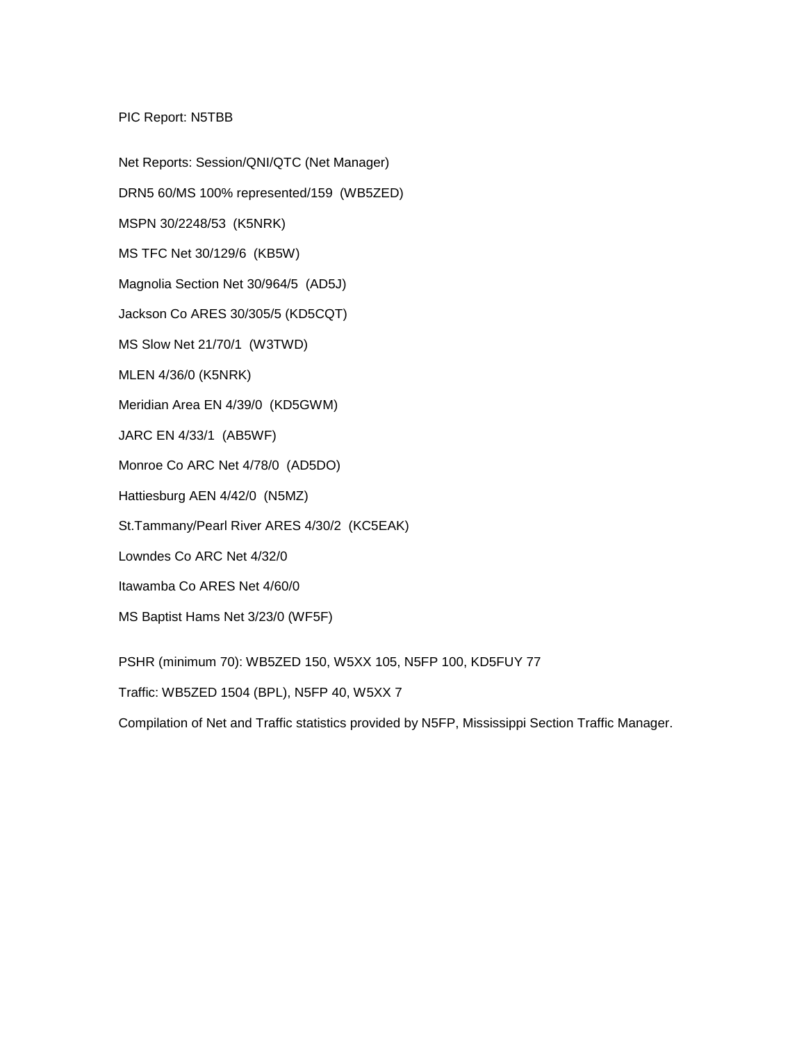PIC Report: N5TBB

Net Reports: Session/QNI/QTC (Net Manager)

DRN5 60/MS 100% represented/159 (WB5ZED)

MSPN 30/2248/53 (K5NRK)

MS TFC Net 30/129/6 (KB5W)

Magnolia Section Net 30/964/5 (AD5J)

Jackson Co ARES 30/305/5 (KD5CQT)

MS Slow Net 21/70/1 (W3TWD)

MLEN 4/36/0 (K5NRK)

Meridian Area EN 4/39/0 (KD5GWM)

JARC EN 4/33/1 (AB5WF)

Monroe Co ARC Net 4/78/0 (AD5DO)

Hattiesburg AEN 4/42/0 (N5MZ)

St.Tammany/Pearl River ARES 4/30/2 (KC5EAK)

Lowndes Co ARC Net 4/32/0

Itawamba Co ARES Net 4/60/0

MS Baptist Hams Net 3/23/0 (WF5F)

PSHR (minimum 70): WB5ZED 150, W5XX 105, N5FP 100, KD5FUY 77

Traffic: WB5ZED 1504 (BPL), N5FP 40, W5XX 7

Compilation of Net and Traffic statistics provided by N5FP, Mississippi Section Traffic Manager.